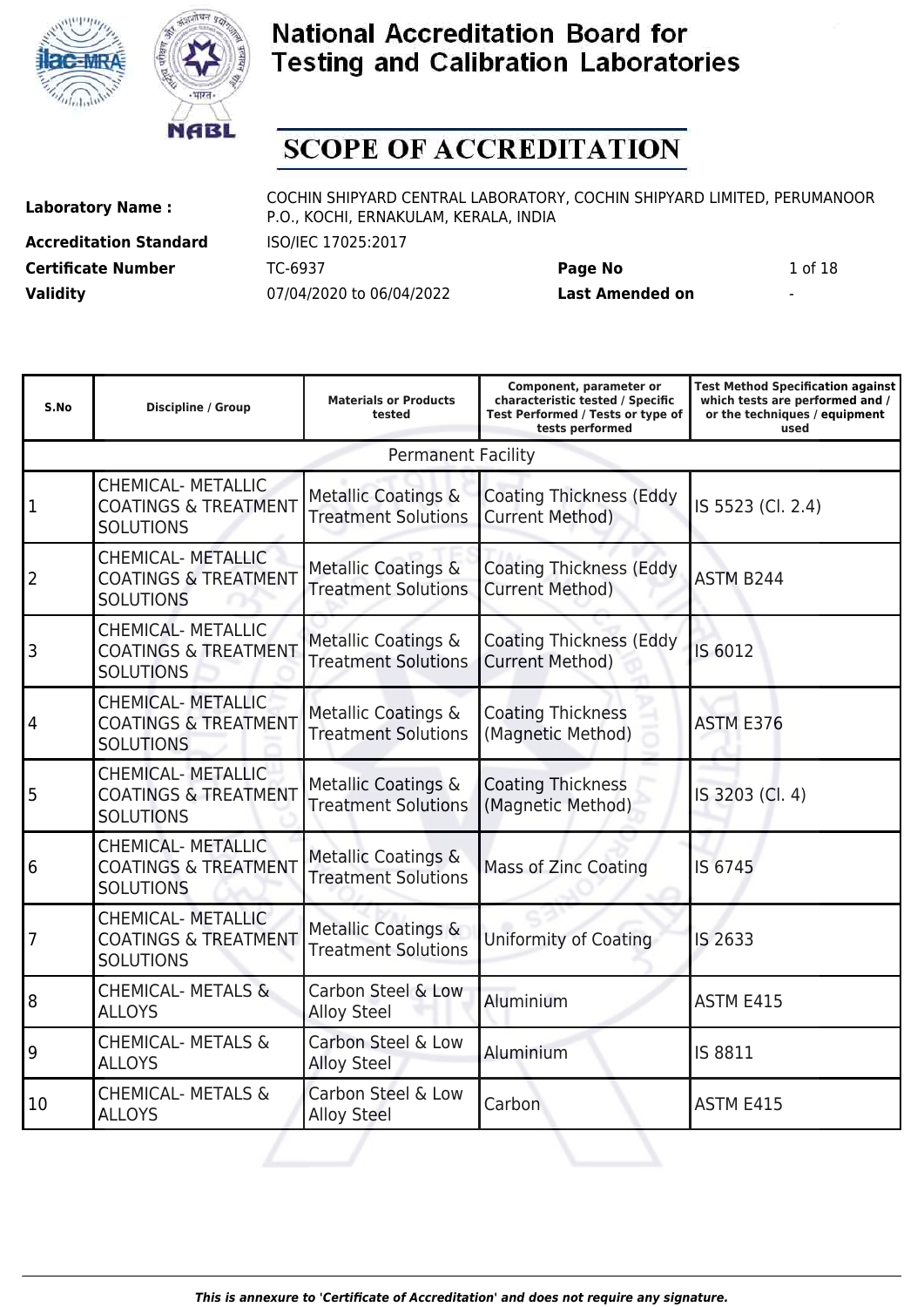# National Accreditation Board for Testing and Calibration Laboratories

## SCOPE OF ACCREDITATION

| | | | |
|---|---|---|---|
| **Laboratory Name :** | COCHIN SHIPYARD CENTRAL LABORATORY, COCHIN SHIPYARD LIMITED, PERUMANOOR P.O., KOCHI, ERNAKULAM, KERALA, INDIA | | |
| **Accreditation Standard** | ISO/IEC 17025:2017 | | |
| **Certificate Number** | TC-6937 | **Page No** | 1 of 18 |
| **Validity** | 07/04/2020 to 06/04/2022 | **Last Amended on** | - |

| S.No | Discipline / Group | Materials or Products tested | Component, parameter or characteristic tested / Specific Test Performed / Tests or type of tests performed | Test Method Specification against which tests are performed and / or the techniques / equipment used |
|---|---|---|---|---|
| Permanent Facility | | | | |
| 1 | CHEMICAL- METALLIC COATINGS & TREATMENT SOLUTIONS | Metallic Coatings & Treatment Solutions | Coating Thickness (Eddy Current Method) | IS 5523 (Cl. 2.4) |
| 2 | CHEMICAL- METALLIC COATINGS & TREATMENT SOLUTIONS | Metallic Coatings & Treatment Solutions | Coating Thickness (Eddy Current Method) | ASTM B244 |
| 3 | CHEMICAL- METALLIC COATINGS & TREATMENT SOLUTIONS | Metallic Coatings & Treatment Solutions | Coating Thickness (Eddy Current Method) | IS 6012 |
| 4 | CHEMICAL- METALLIC COATINGS & TREATMENT SOLUTIONS | Metallic Coatings & Treatment Solutions | Coating Thickness (Magnetic Method) | ASTM E376 |
| 5 | CHEMICAL- METALLIC COATINGS & TREATMENT SOLUTIONS | Metallic Coatings & Treatment Solutions | Coating Thickness (Magnetic Method) | IS 3203 (Cl. 4) |
| 6 | CHEMICAL- METALLIC COATINGS & TREATMENT SOLUTIONS | Metallic Coatings & Treatment Solutions | Mass of Zinc Coating | IS 6745 |
| 7 | CHEMICAL- METALLIC COATINGS & TREATMENT SOLUTIONS | Metallic Coatings & Treatment Solutions | Uniformity of Coating | IS 2633 |
| 8 | CHEMICAL- METALS & ALLOYS | Carbon Steel & Low Alloy Steel | Aluminium | ASTM E415 |
| 9 | CHEMICAL- METALS & ALLOYS | Carbon Steel & Low Alloy Steel | Aluminium | IS 8811 |
| 10 | CHEMICAL- METALS & ALLOYS | Carbon Steel & Low Alloy Steel | Carbon | ASTM E415 |

*This is annexure to 'Certificate of Accreditation' and does not require any signature.*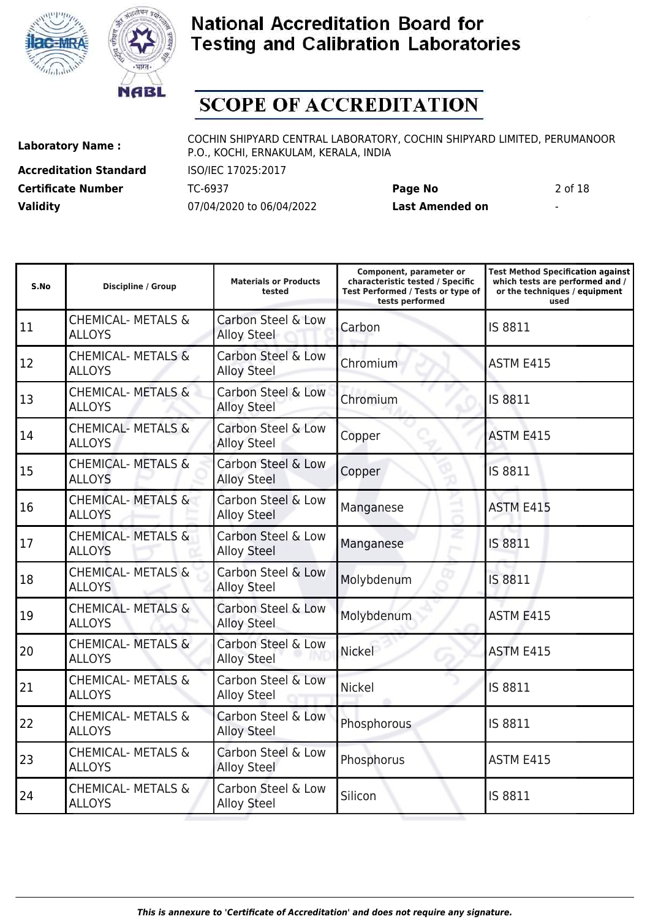# National Accreditation Board for Testing and Calibration Laboratories

## SCOPE OF ACCREDITATION

| | | | |
|---|---|---|---|
| **Laboratory Name :** | COCHIN SHIPYARD CENTRAL LABORATORY, COCHIN SHIPYARD LIMITED, PERUMANOOR P.O., KOCHI, ERNAKULAM, KERALA, INDIA | | |
| **Accreditation Standard** | ISO/IEC 17025:2017 | | |
| **Certificate Number** | TC-6937 | **Page No** | 2 of 18 |
| **Validity** | 07/04/2020 to 06/04/2022 | **Last Amended on** | - |

| S.No | Discipline / Group | Materials or Products tested | Component, parameter or characteristic tested / Specific Test Performed / Tests or type of tests performed | Test Method Specification against which tests are performed and / or the techniques / equipment used |
|---|---|---|---|---|
| 11 | CHEMICAL- METALS & ALLOYS | Carbon Steel & Low Alloy Steel | Carbon | IS 8811 |
| 12 | CHEMICAL- METALS & ALLOYS | Carbon Steel & Low Alloy Steel | Chromium | ASTM E415 |
| 13 | CHEMICAL- METALS & ALLOYS | Carbon Steel & Low Alloy Steel | Chromium | IS 8811 |
| 14 | CHEMICAL- METALS & ALLOYS | Carbon Steel & Low Alloy Steel | Copper | ASTM E415 |
| 15 | CHEMICAL- METALS & ALLOYS | Carbon Steel & Low Alloy Steel | Copper | IS 8811 |
| 16 | CHEMICAL- METALS & ALLOYS | Carbon Steel & Low Alloy Steel | Manganese | ASTM E415 |
| 17 | CHEMICAL- METALS & ALLOYS | Carbon Steel & Low Alloy Steel | Manganese | IS 8811 |
| 18 | CHEMICAL- METALS & ALLOYS | Carbon Steel & Low Alloy Steel | Molybdenum | IS 8811 |
| 19 | CHEMICAL- METALS & ALLOYS | Carbon Steel & Low Alloy Steel | Molybdenum | ASTM E415 |
| 20 | CHEMICAL- METALS & ALLOYS | Carbon Steel & Low Alloy Steel | Nickel | ASTM E415 |
| 21 | CHEMICAL- METALS & ALLOYS | Carbon Steel & Low Alloy Steel | Nickel | IS 8811 |
| 22 | CHEMICAL- METALS & ALLOYS | Carbon Steel & Low Alloy Steel | Phosphorous | IS 8811 |
| 23 | CHEMICAL- METALS & ALLOYS | Carbon Steel & Low Alloy Steel | Phosphorus | ASTM E415 |
| 24 | CHEMICAL- METALS & ALLOYS | Carbon Steel & Low Alloy Steel | Silicon | IS 8811 |

*This is annexure to 'Certificate of Accreditation' and does not require any signature.*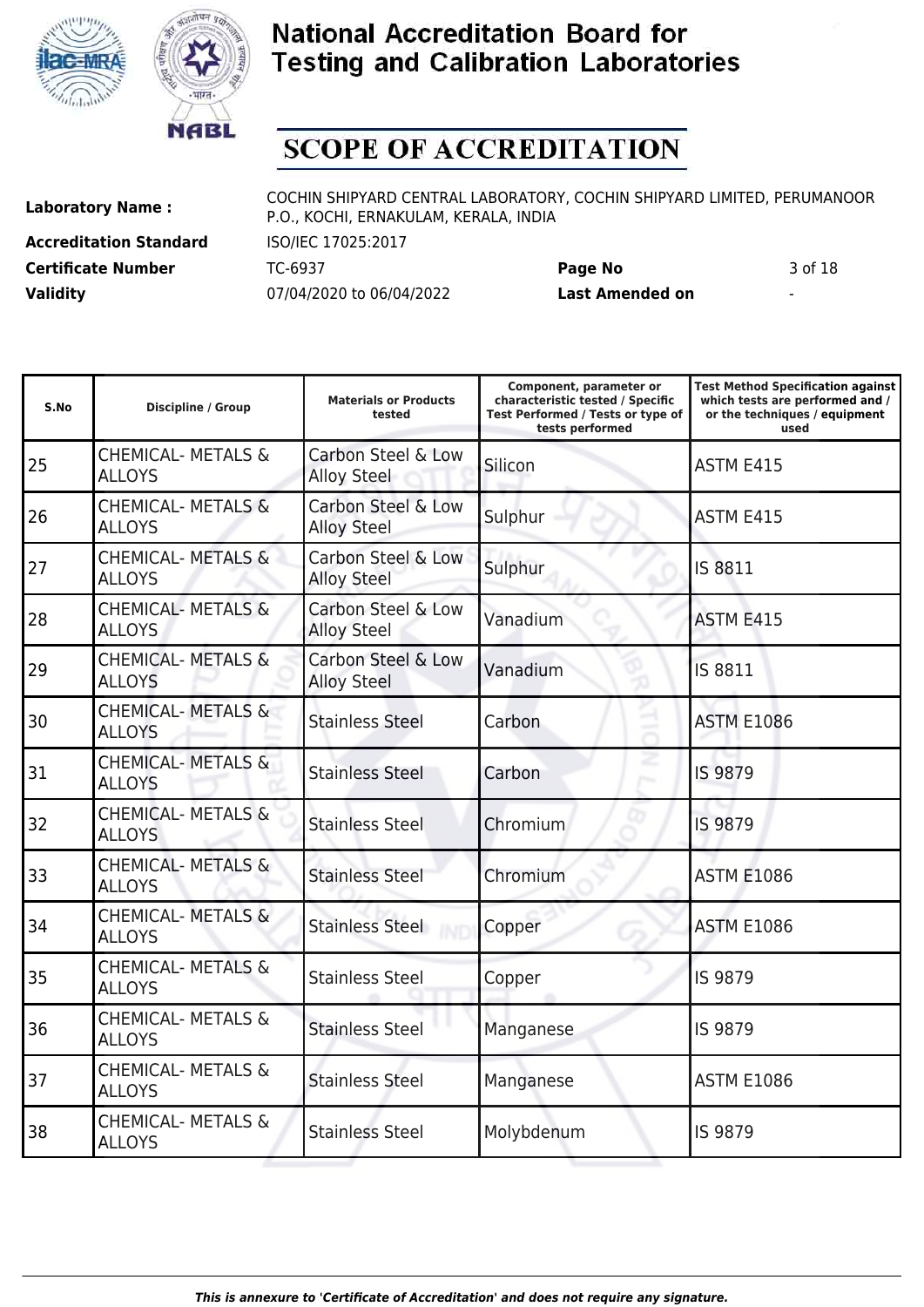# National Accreditation Board for Testing and Calibration Laboratories

## SCOPE OF ACCREDITATION

**Laboratory Name :** COCHIN SHIPYARD CENTRAL LABORATORY, COCHIN SHIPYARD LIMITED, PERUMANOOR P.O., KOCHI, ERNAKULAM, KERALA, INDIA

**Accreditation Standard** ISO/IEC 17025:2017

**Certificate Number** TC-6937 **Page No** 3 of 18

**Validity** 07/04/2020 to 06/04/2022 **Last Amended on** -

| S.No | Discipline / Group | Materials or Products tested | Component, parameter or characteristic tested / Specific Test Performed / Tests or type of tests performed | Test Method Specification against which tests are performed and / or the techniques / equipment used |
|---|---|---|---|---|
| 25 | CHEMICAL- METALS & ALLOYS | Carbon Steel & Low Alloy Steel | Silicon | ASTM E415 |
| 26 | CHEMICAL- METALS & ALLOYS | Carbon Steel & Low Alloy Steel | Sulphur | ASTM E415 |
| 27 | CHEMICAL- METALS & ALLOYS | Carbon Steel & Low Alloy Steel | Sulphur | IS 8811 |
| 28 | CHEMICAL- METALS & ALLOYS | Carbon Steel & Low Alloy Steel | Vanadium | ASTM E415 |
| 29 | CHEMICAL- METALS & ALLOYS | Carbon Steel & Low Alloy Steel | Vanadium | IS 8811 |
| 30 | CHEMICAL- METALS & ALLOYS | Stainless Steel | Carbon | ASTM E1086 |
| 31 | CHEMICAL- METALS & ALLOYS | Stainless Steel | Carbon | IS 9879 |
| 32 | CHEMICAL- METALS & ALLOYS | Stainless Steel | Chromium | IS 9879 |
| 33 | CHEMICAL- METALS & ALLOYS | Stainless Steel | Chromium | ASTM E1086 |
| 34 | CHEMICAL- METALS & ALLOYS | Stainless Steel | Copper | ASTM E1086 |
| 35 | CHEMICAL- METALS & ALLOYS | Stainless Steel | Copper | IS 9879 |
| 36 | CHEMICAL- METALS & ALLOYS | Stainless Steel | Manganese | IS 9879 |
| 37 | CHEMICAL- METALS & ALLOYS | Stainless Steel | Manganese | ASTM E1086 |
| 38 | CHEMICAL- METALS & ALLOYS | Stainless Steel | Molybdenum | IS 9879 |

*This is annexure to 'Certificate of Accreditation' and does not require any signature.*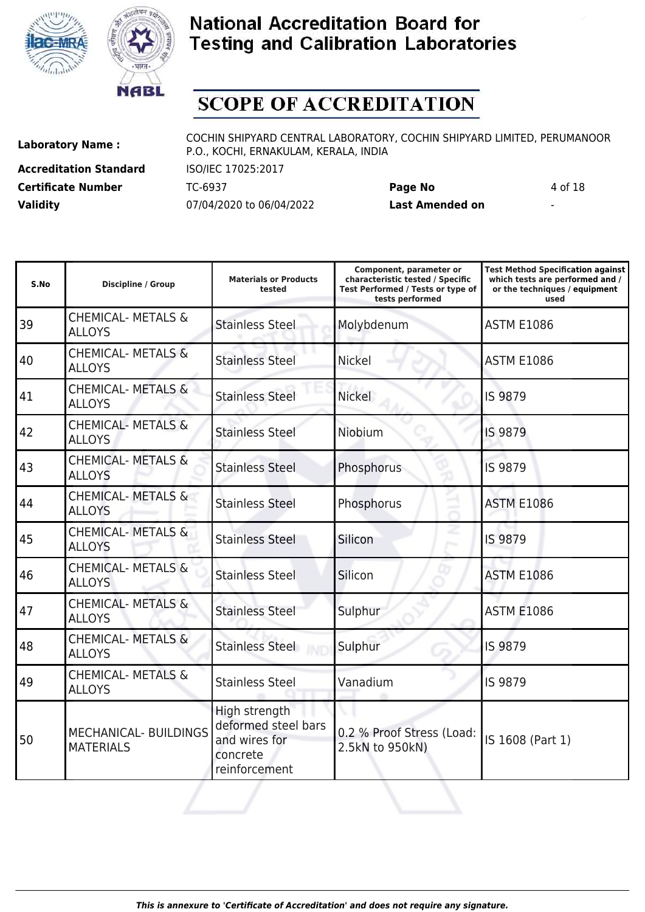# National Accreditation Board for Testing and Calibration Laboratories

## SCOPE OF ACCREDITATION

| | | | |
|---|---|---|---|
| **Laboratory Name :** | COCHIN SHIPYARD CENTRAL LABORATORY, COCHIN SHIPYARD LIMITED, PERUMANOOR P.O., KOCHI, ERNAKULAM, KERALA, INDIA | | |
| **Accreditation Standard** | ISO/IEC 17025:2017 | | |
| **Certificate Number** | TC-6937 | **Page No** | 4 of 18 |
| **Validity** | 07/04/2020 to 06/04/2022 | **Last Amended on** | - |

| S.No | Discipline / Group | Materials or Products tested | Component, parameter or characteristic tested / Specific Test Performed / Tests or type of tests performed | Test Method Specification against which tests are performed and / or the techniques / equipment used |
|---|---|---|---|---|
| 39 | CHEMICAL- METALS & ALLOYS | Stainless Steel | Molybdenum | ASTM E1086 |
| 40 | CHEMICAL- METALS & ALLOYS | Stainless Steel | Nickel | ASTM E1086 |
| 41 | CHEMICAL- METALS & ALLOYS | Stainless Steel | Nickel | IS 9879 |
| 42 | CHEMICAL- METALS & ALLOYS | Stainless Steel | Niobium | IS 9879 |
| 43 | CHEMICAL- METALS & ALLOYS | Stainless Steel | Phosphorus | IS 9879 |
| 44 | CHEMICAL- METALS & ALLOYS | Stainless Steel | Phosphorus | ASTM E1086 |
| 45 | CHEMICAL- METALS & ALLOYS | Stainless Steel | Silicon | IS 9879 |
| 46 | CHEMICAL- METALS & ALLOYS | Stainless Steel | Silicon | ASTM E1086 |
| 47 | CHEMICAL- METALS & ALLOYS | Stainless Steel | Sulphur | ASTM E1086 |
| 48 | CHEMICAL- METALS & ALLOYS | Stainless Steel | Sulphur | IS 9879 |
| 49 | CHEMICAL- METALS & ALLOYS | Stainless Steel | Vanadium | IS 9879 |
| 50 | MECHANICAL- BUILDINGS MATERIALS | High strength deformed steel bars and wires for concrete reinforcement | 0.2 % Proof Stress (Load: 2.5kN to 950kN) | IS 1608 (Part 1) |

*This is annexure to 'Certificate of Accreditation' and does not require any signature.*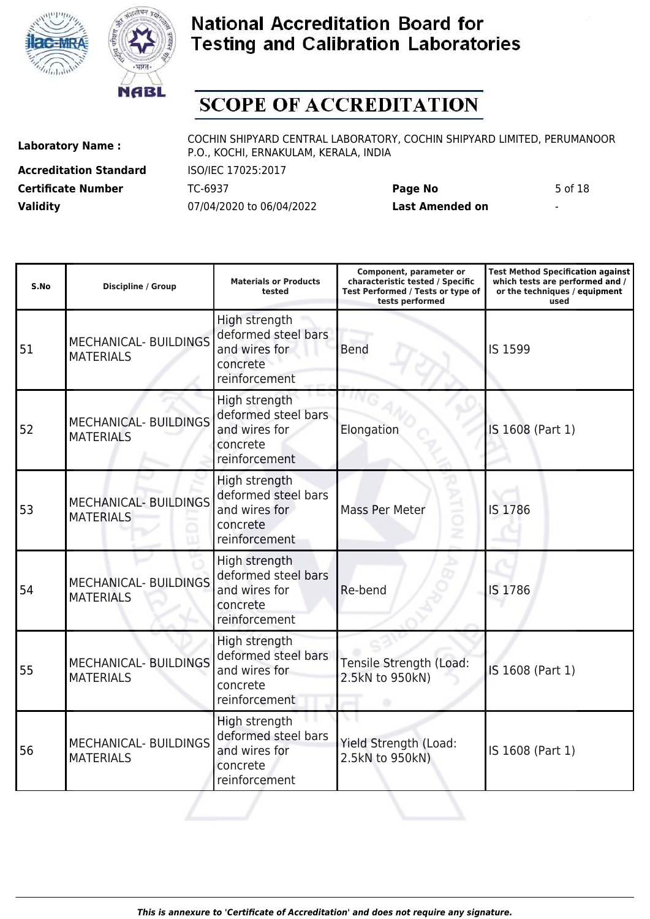# National Accreditation Board for Testing and Calibration Laboratories

## SCOPE OF ACCREDITATION

| | | | |
|---|---|---|---|
| **Laboratory Name :** | COCHIN SHIPYARD CENTRAL LABORATORY, COCHIN SHIPYARD LIMITED, PERUMANOOR P.O., KOCHI, ERNAKULAM, KERALA, INDIA | | |
| **Accreditation Standard** | ISO/IEC 17025:2017 | | |
| **Certificate Number** | TC-6937 | **Page No** | 5 of 18 |
| **Validity** | 07/04/2020 to 06/04/2022 | **Last Amended on** | - |

| S.No | Discipline / Group | Materials or Products tested | Component, parameter or characteristic tested / Specific Test Performed / Tests or type of tests performed | Test Method Specification against which tests are performed and / or the techniques / equipment used |
|---|---|---|---|---|
| 51 | MECHANICAL- BUILDINGS MATERIALS | High strength deformed steel bars and wires for concrete reinforcement | Bend | IS 1599 |
| 52 | MECHANICAL- BUILDINGS MATERIALS | High strength deformed steel bars and wires for concrete reinforcement | Elongation | IS 1608 (Part 1) |
| 53 | MECHANICAL- BUILDINGS MATERIALS | High strength deformed steel bars and wires for concrete reinforcement | Mass Per Meter | IS 1786 |
| 54 | MECHANICAL- BUILDINGS MATERIALS | High strength deformed steel bars and wires for concrete reinforcement | Re-bend | IS 1786 |
| 55 | MECHANICAL- BUILDINGS MATERIALS | High strength deformed steel bars and wires for concrete reinforcement | Tensile Strength (Load: 2.5kN to 950kN) | IS 1608 (Part 1) |
| 56 | MECHANICAL- BUILDINGS MATERIALS | High strength deformed steel bars and wires for concrete reinforcement | Yield Strength (Load: 2.5kN to 950kN) | IS 1608 (Part 1) |

*This is annexure to 'Certificate of Accreditation' and does not require any signature.*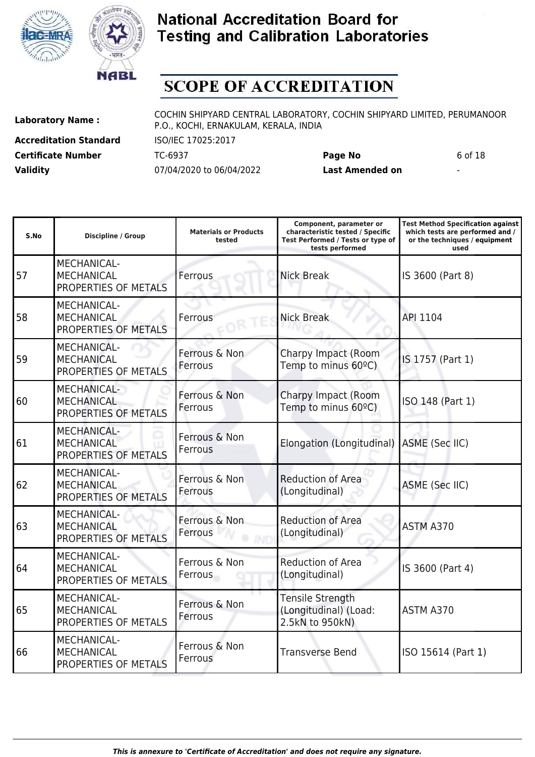# National Accreditation Board for Testing and Calibration Laboratories

# SCOPE OF ACCREDITATION

| | | | |
|---|---|---|---|
| **Laboratory Name :** | COCHIN SHIPYARD CENTRAL LABORATORY, COCHIN SHIPYARD LIMITED, PERUMANOOR P.O., KOCHI, ERNAKULAM, KERALA, INDIA | | |
| **Accreditation Standard** | ISO/IEC 17025:2017 | | |
| **Certificate Number** | TC-6937 | **Page No** | 6 of 18 |
| **Validity** | 07/04/2020 to 06/04/2022 | **Last Amended on** | - |

| S.No | Discipline / Group | Materials or Products tested | Component, parameter or characteristic tested / Specific Test Performed / Tests or type of tests performed | Test Method Specification against which tests are performed and / or the techniques / equipment used |
|---|---|---|---|---|
| 57 | MECHANICAL- MECHANICAL PROPERTIES OF METALS | Ferrous | Nick Break | IS 3600 (Part 8) |
| 58 | MECHANICAL- MECHANICAL PROPERTIES OF METALS | Ferrous | Nick Break | API 1104 |
| 59 | MECHANICAL- MECHANICAL PROPERTIES OF METALS | Ferrous & Non Ferrous | Charpy Impact (Room Temp to minus 60ºC) | IS 1757 (Part 1) |
| 60 | MECHANICAL- MECHANICAL PROPERTIES OF METALS | Ferrous & Non Ferrous | Charpy Impact (Room Temp to minus 60ºC) | ISO 148 (Part 1) |
| 61 | MECHANICAL- MECHANICAL PROPERTIES OF METALS | Ferrous & Non Ferrous | Elongation (Longitudinal) | ASME (Sec IIC) |
| 62 | MECHANICAL- MECHANICAL PROPERTIES OF METALS | Ferrous & Non Ferrous | Reduction of Area (Longitudinal) | ASME (Sec IIC) |
| 63 | MECHANICAL- MECHANICAL PROPERTIES OF METALS | Ferrous & Non Ferrous | Reduction of Area (Longitudinal) | ASTM A370 |
| 64 | MECHANICAL- MECHANICAL PROPERTIES OF METALS | Ferrous & Non Ferrous | Reduction of Area (Longitudinal) | IS 3600 (Part 4) |
| 65 | MECHANICAL- MECHANICAL PROPERTIES OF METALS | Ferrous & Non Ferrous | Tensile Strength (Longitudinal) (Load: 2.5kN to 950kN) | ASTM A370 |
| 66 | MECHANICAL- MECHANICAL PROPERTIES OF METALS | Ferrous & Non Ferrous | Transverse Bend | ISO 15614 (Part 1) |

*This is annexure to 'Certificate of Accreditation' and does not require any signature.*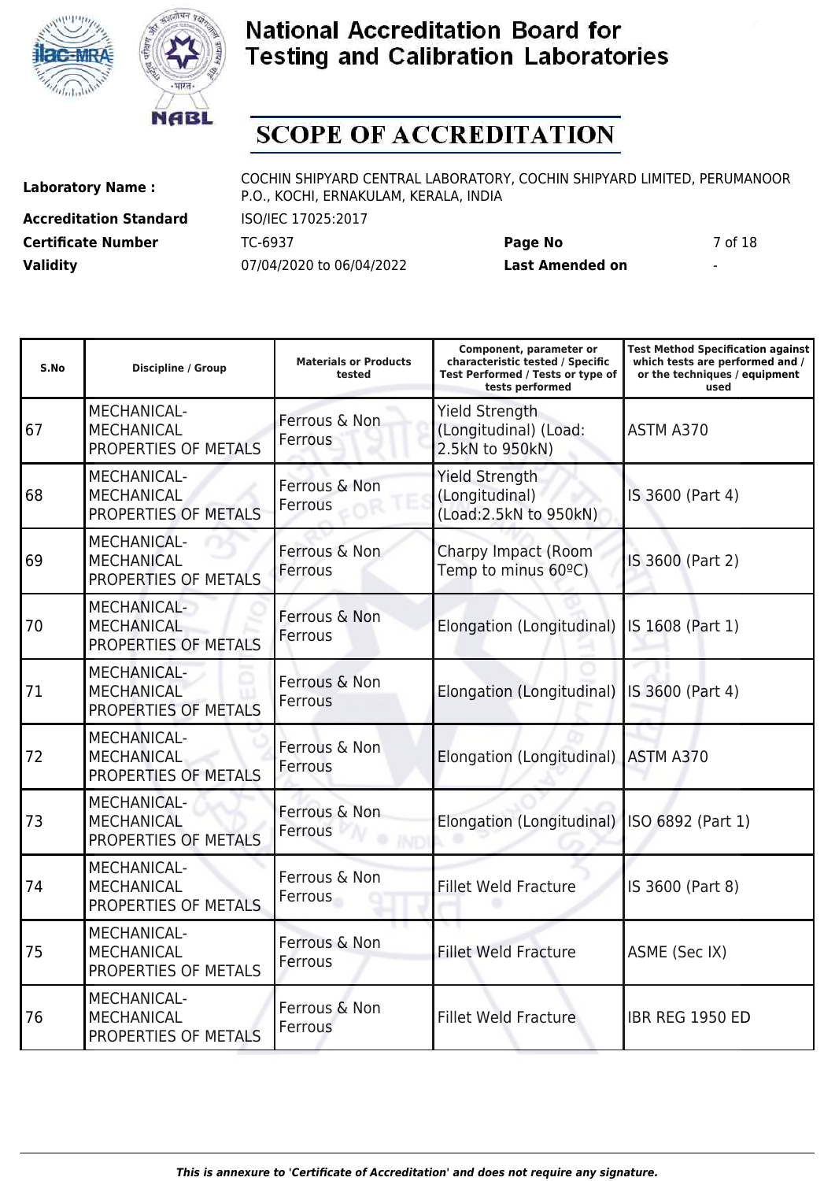# National Accreditation Board for Testing and Calibration Laboratories

## SCOPE OF ACCREDITATION

| | | | |
|---|---|---|---|
| **Laboratory Name :** | COCHIN SHIPYARD CENTRAL LABORATORY, COCHIN SHIPYARD LIMITED, PERUMANOOR P.O., KOCHI, ERNAKULAM, KERALA, INDIA | | |
| **Accreditation Standard** | ISO/IEC 17025:2017 | | |
| **Certificate Number** | TC-6937 | **Page No** | 7 of 18 |
| **Validity** | 07/04/2020 to 06/04/2022 | **Last Amended on** | - |

| S.No | Discipline / Group | Materials or Products tested | Component, parameter or characteristic tested / Specific Test Performed / Tests or type of tests performed | Test Method Specification against which tests are performed and / or the techniques / equipment used |
|---|---|---|---|---|
| 67 | MECHANICAL- MECHANICAL PROPERTIES OF METALS | Ferrous & Non Ferrous | Yield Strength (Longitudinal) (Load: 2.5kN to 950kN) | ASTM A370 |
| 68 | MECHANICAL- MECHANICAL PROPERTIES OF METALS | Ferrous & Non Ferrous | Yield Strength (Longitudinal) (Load:2.5kN to 950kN) | IS 3600 (Part 4) |
| 69 | MECHANICAL- MECHANICAL PROPERTIES OF METALS | Ferrous & Non Ferrous | Charpy Impact (Room Temp to minus 60ºC) | IS 3600 (Part 2) |
| 70 | MECHANICAL- MECHANICAL PROPERTIES OF METALS | Ferrous & Non Ferrous | Elongation (Longitudinal) | IS 1608 (Part 1) |
| 71 | MECHANICAL- MECHANICAL PROPERTIES OF METALS | Ferrous & Non Ferrous | Elongation (Longitudinal) | IS 3600 (Part 4) |
| 72 | MECHANICAL- MECHANICAL PROPERTIES OF METALS | Ferrous & Non Ferrous | Elongation (Longitudinal) | ASTM A370 |
| 73 | MECHANICAL- MECHANICAL PROPERTIES OF METALS | Ferrous & Non Ferrous | Elongation (Longitudinal) | ISO 6892 (Part 1) |
| 74 | MECHANICAL- MECHANICAL PROPERTIES OF METALS | Ferrous & Non Ferrous | Fillet Weld Fracture | IS 3600 (Part 8) |
| 75 | MECHANICAL- MECHANICAL PROPERTIES OF METALS | Ferrous & Non Ferrous | Fillet Weld Fracture | ASME (Sec IX) |
| 76 | MECHANICAL- MECHANICAL PROPERTIES OF METALS | Ferrous & Non Ferrous | Fillet Weld Fracture | IBR REG 1950 ED |

*This is annexure to 'Certificate of Accreditation' and does not require any signature.*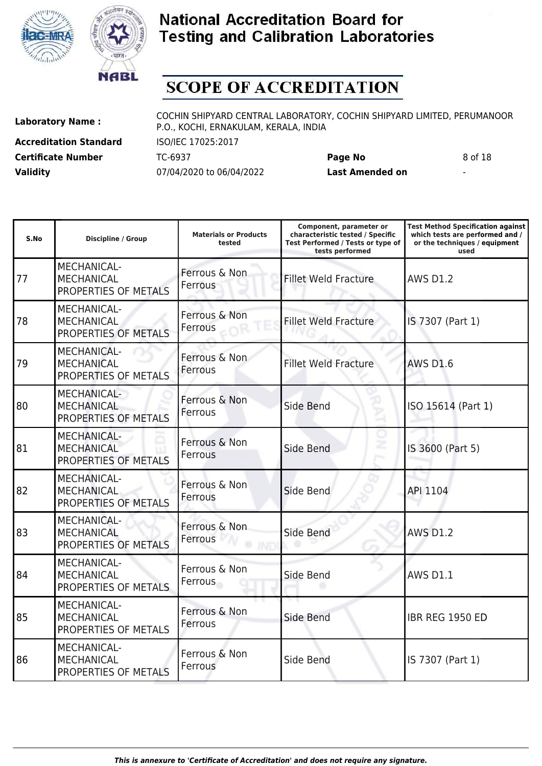# National Accreditation Board for Testing and Calibration Laboratories

## SCOPE OF ACCREDITATION

**Laboratory Name :** COCHIN SHIPYARD CENTRAL LABORATORY, COCHIN SHIPYARD LIMITED, PERUMANOOR P.O., KOCHI, ERNAKULAM, KERALA, INDIA

**Accreditation Standard** ISO/IEC 17025:2017

**Certificate Number** TC-6937 **Page No** 8 of 18

**Validity** 07/04/2020 to 06/04/2022 **Last Amended on** -

| S.No | Discipline / Group | Materials or Products tested | Component, parameter or characteristic tested / Specific Test Performed / Tests or type of tests performed | Test Method Specification against which tests are performed and / or the techniques / equipment used |
|---|---|---|---|---|
| 77 | MECHANICAL- MECHANICAL PROPERTIES OF METALS | Ferrous & Non Ferrous | Fillet Weld Fracture | AWS D1.2 |
| 78 | MECHANICAL- MECHANICAL PROPERTIES OF METALS | Ferrous & Non Ferrous | Fillet Weld Fracture | IS 7307 (Part 1) |
| 79 | MECHANICAL- MECHANICAL PROPERTIES OF METALS | Ferrous & Non Ferrous | Fillet Weld Fracture | AWS D1.6 |
| 80 | MECHANICAL- MECHANICAL PROPERTIES OF METALS | Ferrous & Non Ferrous | Side Bend | ISO 15614 (Part 1) |
| 81 | MECHANICAL- MECHANICAL PROPERTIES OF METALS | Ferrous & Non Ferrous | Side Bend | IS 3600 (Part 5) |
| 82 | MECHANICAL- MECHANICAL PROPERTIES OF METALS | Ferrous & Non Ferrous | Side Bend | API 1104 |
| 83 | MECHANICAL- MECHANICAL PROPERTIES OF METALS | Ferrous & Non Ferrous | Side Bend | AWS D1.2 |
| 84 | MECHANICAL- MECHANICAL PROPERTIES OF METALS | Ferrous & Non Ferrous | Side Bend | AWS D1.1 |
| 85 | MECHANICAL- MECHANICAL PROPERTIES OF METALS | Ferrous & Non Ferrous | Side Bend | IBR REG 1950 ED |
| 86 | MECHANICAL- MECHANICAL PROPERTIES OF METALS | Ferrous & Non Ferrous | Side Bend | IS 7307 (Part 1) |

*This is annexure to 'Certificate of Accreditation' and does not require any signature.*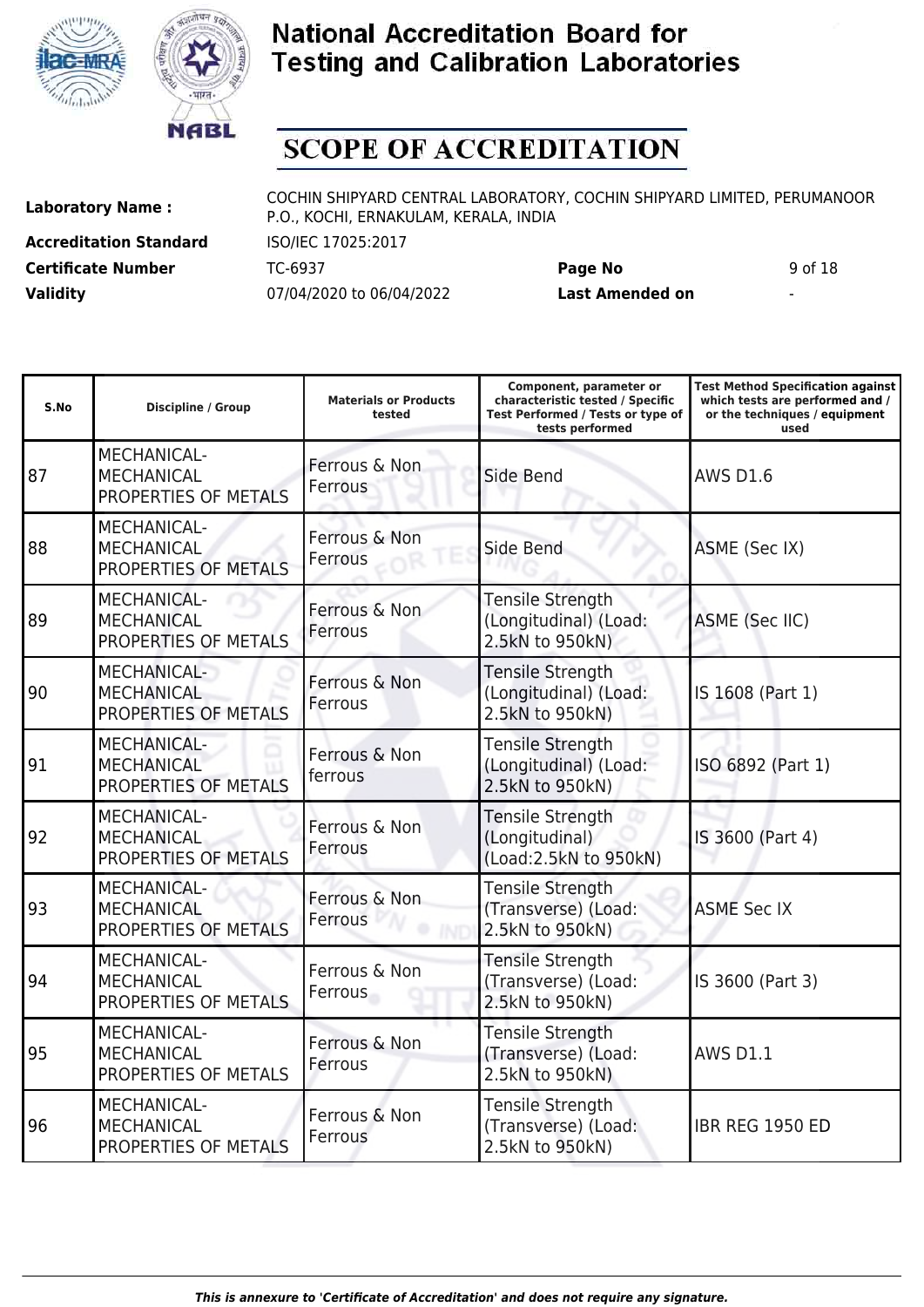# National Accreditation Board for Testing and Calibration Laboratories

## SCOPE OF ACCREDITATION

**Laboratory Name :** COCHIN SHIPYARD CENTRAL LABORATORY, COCHIN SHIPYARD LIMITED, PERUMANOOR P.O., KOCHI, ERNAKULAM, KERALA, INDIA

**Accreditation Standard** ISO/IEC 17025:2017

**Certificate Number** TC-6937 **Page No** 9 of 18

**Validity** 07/04/2020 to 06/04/2022 **Last Amended on** -

| S.No | Discipline / Group | Materials or Products tested | Component, parameter or characteristic tested / Specific Test Performed / Tests or type of tests performed | Test Method Specification against which tests are performed and / or the techniques / equipment used |
|---|---|---|---|---|
| 87 | MECHANICAL- MECHANICAL PROPERTIES OF METALS | Ferrous & Non Ferrous | Side Bend | AWS D1.6 |
| 88 | MECHANICAL- MECHANICAL PROPERTIES OF METALS | Ferrous & Non Ferrous | Side Bend | ASME (Sec IX) |
| 89 | MECHANICAL- MECHANICAL PROPERTIES OF METALS | Ferrous & Non Ferrous | Tensile Strength (Longitudinal) (Load: 2.5kN to 950kN) | ASME (Sec IIC) |
| 90 | MECHANICAL- MECHANICAL PROPERTIES OF METALS | Ferrous & Non Ferrous | Tensile Strength (Longitudinal) (Load: 2.5kN to 950kN) | IS 1608 (Part 1) |
| 91 | MECHANICAL- MECHANICAL PROPERTIES OF METALS | Ferrous & Non ferrous | Tensile Strength (Longitudinal) (Load: 2.5kN to 950kN) | ISO 6892 (Part 1) |
| 92 | MECHANICAL- MECHANICAL PROPERTIES OF METALS | Ferrous & Non Ferrous | Tensile Strength (Longitudinal) (Load:2.5kN to 950kN) | IS 3600 (Part 4) |
| 93 | MECHANICAL- MECHANICAL PROPERTIES OF METALS | Ferrous & Non Ferrous | Tensile Strength (Transverse) (Load: 2.5kN to 950kN) | ASME Sec IX |
| 94 | MECHANICAL- MECHANICAL PROPERTIES OF METALS | Ferrous & Non Ferrous | Tensile Strength (Transverse) (Load: 2.5kN to 950kN) | IS 3600 (Part 3) |
| 95 | MECHANICAL- MECHANICAL PROPERTIES OF METALS | Ferrous & Non Ferrous | Tensile Strength (Transverse) (Load: 2.5kN to 950kN) | AWS D1.1 |
| 96 | MECHANICAL- MECHANICAL PROPERTIES OF METALS | Ferrous & Non Ferrous | Tensile Strength (Transverse) (Load: 2.5kN to 950kN) | IBR REG 1950 ED |

*This is annexure to 'Certificate of Accreditation' and does not require any signature.*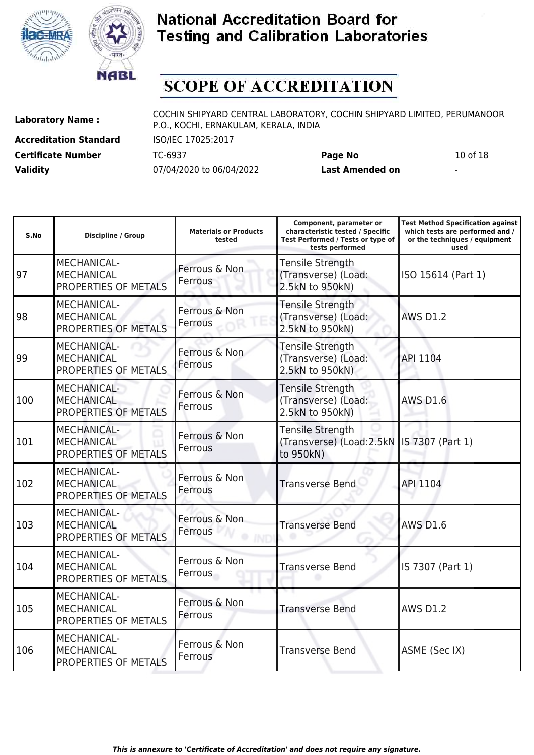# National Accreditation Board for Testing and Calibration Laboratories

## SCOPE OF ACCREDITATION

**Laboratory Name :** COCHIN SHIPYARD CENTRAL LABORATORY, COCHIN SHIPYARD LIMITED, PERUMANOOR P.O., KOCHI, ERNAKULAM, KERALA, INDIA

**Accreditation Standard** ISO/IEC 17025:2017

**Certificate Number** TC-6937 **Page No** 10 of 18

**Validity** 07/04/2020 to 06/04/2022 **Last Amended on** -

| S.No | Discipline / Group | Materials or Products tested | Component, parameter or characteristic tested / Specific Test Performed / Tests or type of tests performed | Test Method Specification against which tests are performed and / or the techniques / equipment used |
|---|---|---|---|---|
| 97 | MECHANICAL- MECHANICAL PROPERTIES OF METALS | Ferrous & Non Ferrous | Tensile Strength (Transverse) (Load: 2.5kN to 950kN) | ISO 15614 (Part 1) |
| 98 | MECHANICAL- MECHANICAL PROPERTIES OF METALS | Ferrous & Non Ferrous | Tensile Strength (Transverse) (Load: 2.5kN to 950kN) | AWS D1.2 |
| 99 | MECHANICAL- MECHANICAL PROPERTIES OF METALS | Ferrous & Non Ferrous | Tensile Strength (Transverse) (Load: 2.5kN to 950kN) | API 1104 |
| 100 | MECHANICAL- MECHANICAL PROPERTIES OF METALS | Ferrous & Non Ferrous | Tensile Strength (Transverse) (Load: 2.5kN to 950kN) | AWS D1.6 |
| 101 | MECHANICAL- MECHANICAL PROPERTIES OF METALS | Ferrous & Non Ferrous | Tensile Strength (Transverse) (Load:2.5kN to 950kN) | IS 7307 (Part 1) |
| 102 | MECHANICAL- MECHANICAL PROPERTIES OF METALS | Ferrous & Non Ferrous | Transverse Bend | API 1104 |
| 103 | MECHANICAL- MECHANICAL PROPERTIES OF METALS | Ferrous & Non Ferrous | Transverse Bend | AWS D1.6 |
| 104 | MECHANICAL- MECHANICAL PROPERTIES OF METALS | Ferrous & Non Ferrous | Transverse Bend | IS 7307 (Part 1) |
| 105 | MECHANICAL- MECHANICAL PROPERTIES OF METALS | Ferrous & Non Ferrous | Transverse Bend | AWS D1.2 |
| 106 | MECHANICAL- MECHANICAL PROPERTIES OF METALS | Ferrous & Non Ferrous | Transverse Bend | ASME (Sec IX) |

*This is annexure to 'Certificate of Accreditation' and does not require any signature.*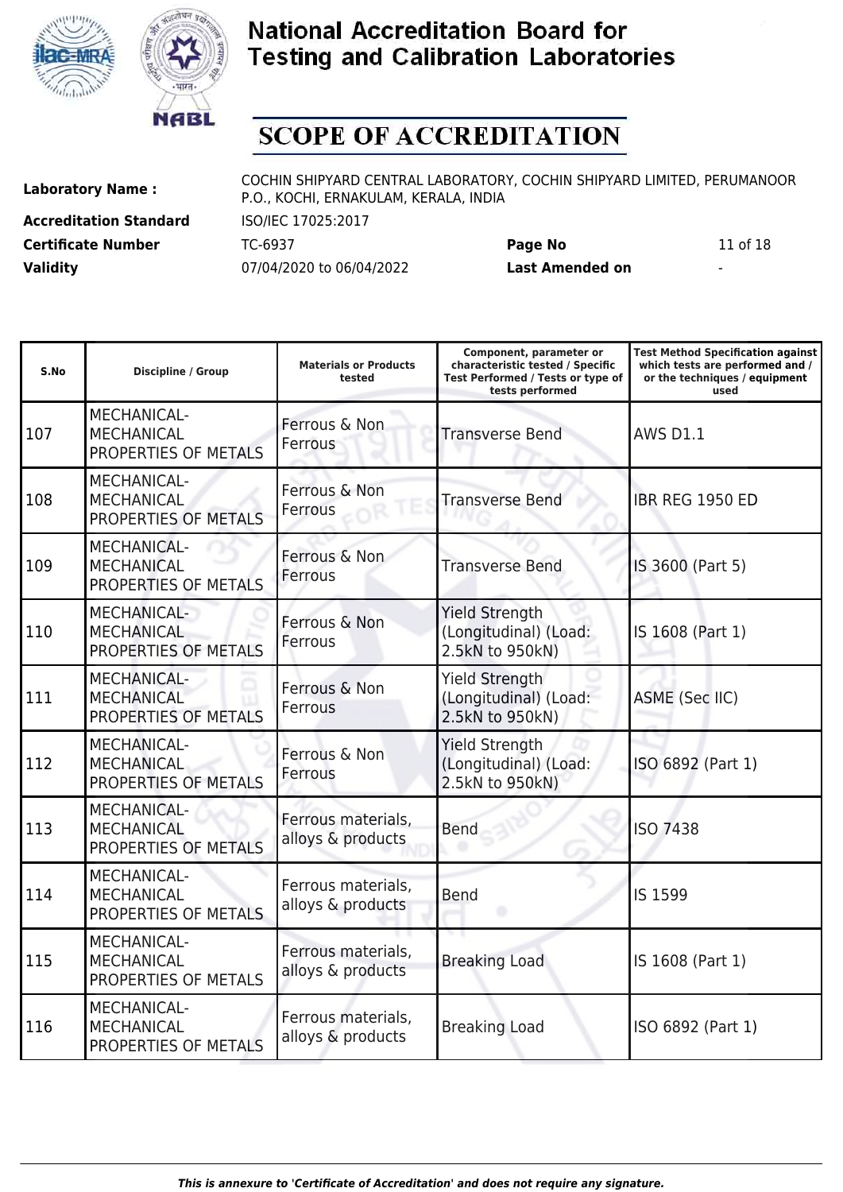# National Accreditation Board for Testing and Calibration Laboratories

## SCOPE OF ACCREDITATION

| | | | |
|---|---|---|---|
| **Laboratory Name :** | COCHIN SHIPYARD CENTRAL LABORATORY, COCHIN SHIPYARD LIMITED, PERUMANOOR P.O., KOCHI, ERNAKULAM, KERALA, INDIA | | |
| **Accreditation Standard** | ISO/IEC 17025:2017 | | |
| **Certificate Number** | TC-6937 | **Page No** | 11 of 18 |
| **Validity** | 07/04/2020 to 06/04/2022 | **Last Amended on** | - |

| S.No | Discipline / Group | Materials or Products tested | Component, parameter or characteristic tested / Specific Test Performed / Tests or type of tests performed | Test Method Specification against which tests are performed and / or the techniques / equipment used |
|---|---|---|---|---|
| 107 | MECHANICAL- MECHANICAL PROPERTIES OF METALS | Ferrous & Non Ferrous | Transverse Bend | AWS D1.1 |
| 108 | MECHANICAL- MECHANICAL PROPERTIES OF METALS | Ferrous & Non Ferrous | Transverse Bend | IBR REG 1950 ED |
| 109 | MECHANICAL- MECHANICAL PROPERTIES OF METALS | Ferrous & Non Ferrous | Transverse Bend | IS 3600 (Part 5) |
| 110 | MECHANICAL- MECHANICAL PROPERTIES OF METALS | Ferrous & Non Ferrous | Yield Strength (Longitudinal) (Load: 2.5kN to 950kN) | IS 1608 (Part 1) |
| 111 | MECHANICAL- MECHANICAL PROPERTIES OF METALS | Ferrous & Non Ferrous | Yield Strength (Longitudinal) (Load: 2.5kN to 950kN) | ASME (Sec IIC) |
| 112 | MECHANICAL- MECHANICAL PROPERTIES OF METALS | Ferrous & Non Ferrous | Yield Strength (Longitudinal) (Load: 2.5kN to 950kN) | ISO 6892 (Part 1) |
| 113 | MECHANICAL- MECHANICAL PROPERTIES OF METALS | Ferrous materials, alloys & products | Bend | ISO 7438 |
| 114 | MECHANICAL- MECHANICAL PROPERTIES OF METALS | Ferrous materials, alloys & products | Bend | IS 1599 |
| 115 | MECHANICAL- MECHANICAL PROPERTIES OF METALS | Ferrous materials, alloys & products | Breaking Load | IS 1608 (Part 1) |
| 116 | MECHANICAL- MECHANICAL PROPERTIES OF METALS | Ferrous materials, alloys & products | Breaking Load | ISO 6892 (Part 1) |

*This is annexure to 'Certificate of Accreditation' and does not require any signature.*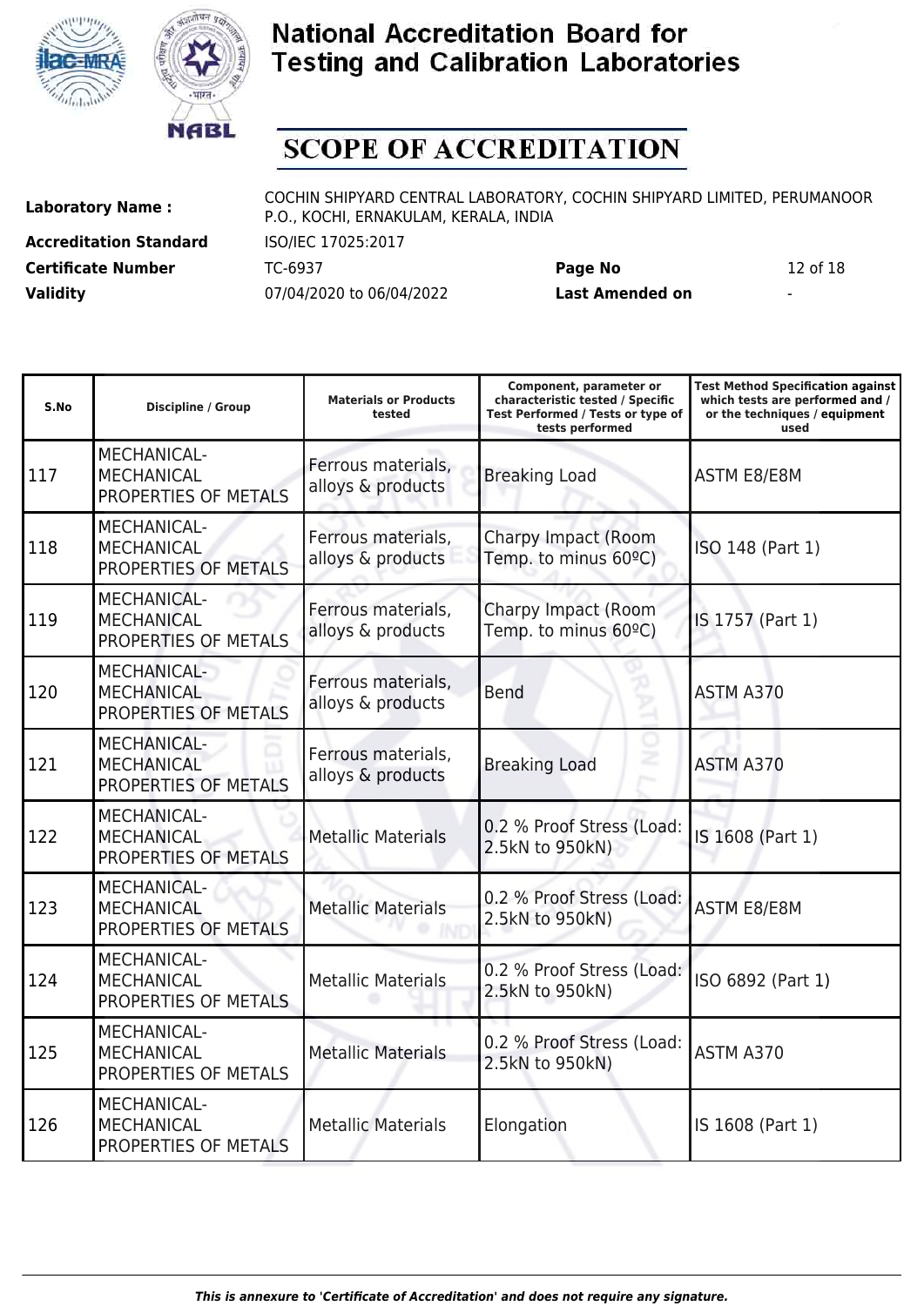# National Accreditation Board for Testing and Calibration Laboratories

## SCOPE OF ACCREDITATION

| | | | |
|---|---|---|---|
| **Laboratory Name :** | COCHIN SHIPYARD CENTRAL LABORATORY, COCHIN SHIPYARD LIMITED, PERUMANOOR P.O., KOCHI, ERNAKULAM, KERALA, INDIA | | |
| **Accreditation Standard** | ISO/IEC 17025:2017 | | |
| **Certificate Number** | TC-6937 | **Page No** | 12 of 18 |
| **Validity** | 07/04/2020 to 06/04/2022 | **Last Amended on** | - |

| S.No | Discipline / Group | Materials or Products tested | Component, parameter or characteristic tested / Specific Test Performed / Tests or type of tests performed | Test Method Specification against which tests are performed and / or the techniques / equipment used |
|---|---|---|---|---|
| 117 | MECHANICAL- MECHANICAL PROPERTIES OF METALS | Ferrous materials, alloys & products | Breaking Load | ASTM E8/E8M |
| 118 | MECHANICAL- MECHANICAL PROPERTIES OF METALS | Ferrous materials, alloys & products | Charpy Impact (Room Temp. to minus 60ºC) | ISO 148 (Part 1) |
| 119 | MECHANICAL- MECHANICAL PROPERTIES OF METALS | Ferrous materials, alloys & products | Charpy Impact (Room Temp. to minus 60ºC) | IS 1757 (Part 1) |
| 120 | MECHANICAL- MECHANICAL PROPERTIES OF METALS | Ferrous materials, alloys & products | Bend | ASTM A370 |
| 121 | MECHANICAL- MECHANICAL PROPERTIES OF METALS | Ferrous materials, alloys & products | Breaking Load | ASTM A370 |
| 122 | MECHANICAL- MECHANICAL PROPERTIES OF METALS | Metallic Materials | 0.2 % Proof Stress (Load: 2.5kN to 950kN) | IS 1608 (Part 1) |
| 123 | MECHANICAL- MECHANICAL PROPERTIES OF METALS | Metallic Materials | 0.2 % Proof Stress (Load: 2.5kN to 950kN) | ASTM E8/E8M |
| 124 | MECHANICAL- MECHANICAL PROPERTIES OF METALS | Metallic Materials | 0.2 % Proof Stress (Load: 2.5kN to 950kN) | ISO 6892 (Part 1) |
| 125 | MECHANICAL- MECHANICAL PROPERTIES OF METALS | Metallic Materials | 0.2 % Proof Stress (Load: 2.5kN to 950kN) | ASTM A370 |
| 126 | MECHANICAL- MECHANICAL PROPERTIES OF METALS | Metallic Materials | Elongation | IS 1608 (Part 1) |

*This is annexure to 'Certificate of Accreditation' and does not require any signature.*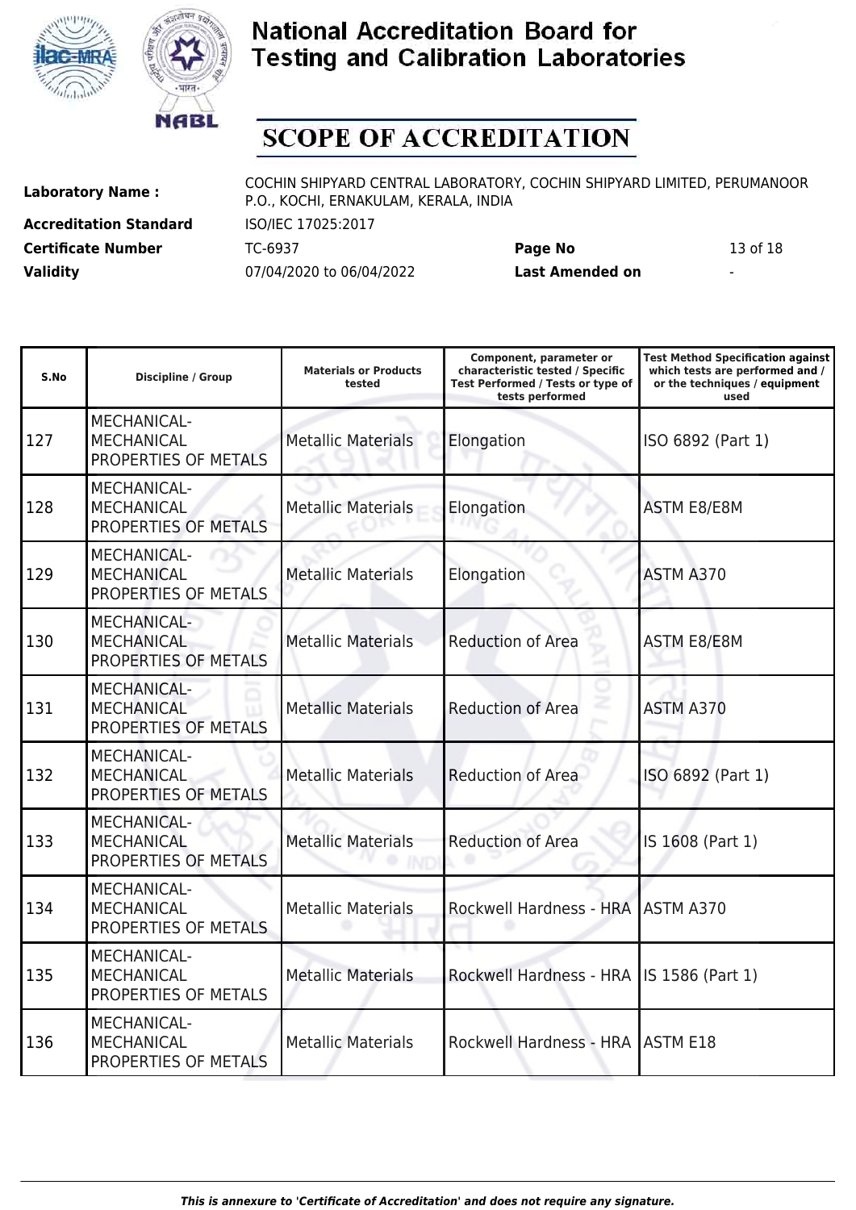# National Accreditation Board for Testing and Calibration Laboratories

## SCOPE OF ACCREDITATION

**Laboratory Name :** COCHIN SHIPYARD CENTRAL LABORATORY, COCHIN SHIPYARD LIMITED, PERUMANOOR P.O., KOCHI, ERNAKULAM, KERALA, INDIA

**Accreditation Standard** ISO/IEC 17025:2017

**Certificate Number** TC-6937 **Page No** 13 of 18

**Validity** 07/04/2020 to 06/04/2022 **Last Amended on** -

| S.No | Discipline / Group | Materials or Products tested | Component, parameter or characteristic tested / Specific Test Performed / Tests or type of tests performed | Test Method Specification against which tests are performed and / or the techniques / equipment used |
|---|---|---|---|---|
| 127 | MECHANICAL- MECHANICAL PROPERTIES OF METALS | Metallic Materials | Elongation | ISO 6892 (Part 1) |
| 128 | MECHANICAL- MECHANICAL PROPERTIES OF METALS | Metallic Materials | Elongation | ASTM E8/E8M |
| 129 | MECHANICAL- MECHANICAL PROPERTIES OF METALS | Metallic Materials | Elongation | ASTM A370 |
| 130 | MECHANICAL- MECHANICAL PROPERTIES OF METALS | Metallic Materials | Reduction of Area | ASTM E8/E8M |
| 131 | MECHANICAL- MECHANICAL PROPERTIES OF METALS | Metallic Materials | Reduction of Area | ASTM A370 |
| 132 | MECHANICAL- MECHANICAL PROPERTIES OF METALS | Metallic Materials | Reduction of Area | ISO 6892 (Part 1) |
| 133 | MECHANICAL- MECHANICAL PROPERTIES OF METALS | Metallic Materials | Reduction of Area | IS 1608 (Part 1) |
| 134 | MECHANICAL- MECHANICAL PROPERTIES OF METALS | Metallic Materials | Rockwell Hardness - HRA | ASTM A370 |
| 135 | MECHANICAL- MECHANICAL PROPERTIES OF METALS | Metallic Materials | Rockwell Hardness - HRA | IS 1586 (Part 1) |
| 136 | MECHANICAL- MECHANICAL PROPERTIES OF METALS | Metallic Materials | Rockwell Hardness - HRA | ASTM E18 |

*This is annexure to 'Certificate of Accreditation' and does not require any signature.*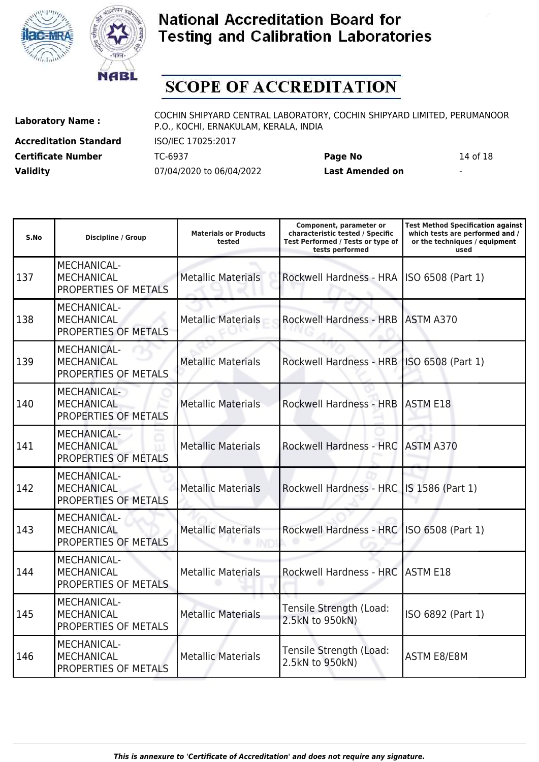# National Accreditation Board for Testing and Calibration Laboratories

## SCOPE OF ACCREDITATION

**Laboratory Name :** COCHIN SHIPYARD CENTRAL LABORATORY, COCHIN SHIPYARD LIMITED, PERUMANOOR P.O., KOCHI, ERNAKULAM, KERALA, INDIA

**Accreditation Standard** ISO/IEC 17025:2017

**Certificate Number** TC-6937 **Page No** 14 of 18

**Validity** 07/04/2020 to 06/04/2022 **Last Amended on** -

| S.No | Discipline / Group | Materials or Products tested | Component, parameter or characteristic tested / Specific Test Performed / Tests or type of tests performed | Test Method Specification against which tests are performed and / or the techniques / equipment used |
|---|---|---|---|---|
| 137 | MECHANICAL- MECHANICAL PROPERTIES OF METALS | Metallic Materials | Rockwell Hardness - HRA | ISO 6508 (Part 1) |
| 138 | MECHANICAL- MECHANICAL PROPERTIES OF METALS | Metallic Materials | Rockwell Hardness - HRB | ASTM A370 |
| 139 | MECHANICAL- MECHANICAL PROPERTIES OF METALS | Metallic Materials | Rockwell Hardness - HRB | ISO 6508 (Part 1) |
| 140 | MECHANICAL- MECHANICAL PROPERTIES OF METALS | Metallic Materials | Rockwell Hardness - HRB | ASTM E18 |
| 141 | MECHANICAL- MECHANICAL PROPERTIES OF METALS | Metallic Materials | Rockwell Hardness - HRC | ASTM A370 |
| 142 | MECHANICAL- MECHANICAL PROPERTIES OF METALS | Metallic Materials | Rockwell Hardness - HRC | IS 1586 (Part 1) |
| 143 | MECHANICAL- MECHANICAL PROPERTIES OF METALS | Metallic Materials | Rockwell Hardness - HRC | ISO 6508 (Part 1) |
| 144 | MECHANICAL- MECHANICAL PROPERTIES OF METALS | Metallic Materials | Rockwell Hardness - HRC | ASTM E18 |
| 145 | MECHANICAL- MECHANICAL PROPERTIES OF METALS | Metallic Materials | Tensile Strength (Load: 2.5kN to 950kN) | ISO 6892 (Part 1) |
| 146 | MECHANICAL- MECHANICAL PROPERTIES OF METALS | Metallic Materials | Tensile Strength (Load: 2.5kN to 950kN) | ASTM E8/E8M |

*This is annexure to 'Certificate of Accreditation' and does not require any signature.*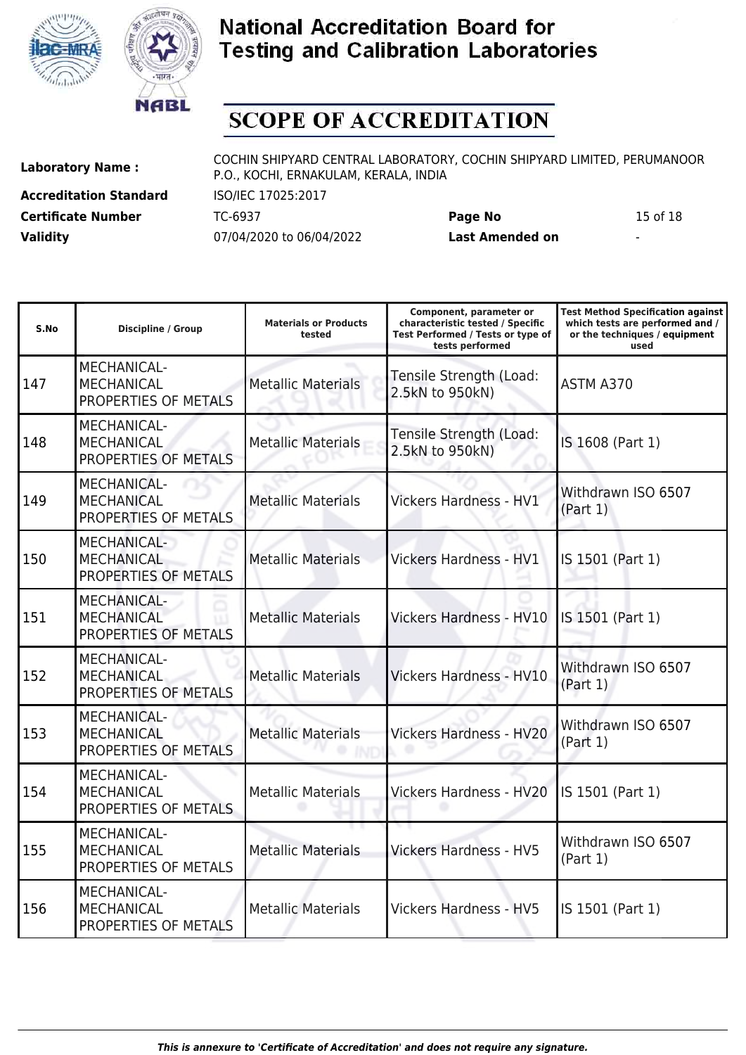# National Accreditation Board for Testing and Calibration Laboratories

## SCOPE OF ACCREDITATION

| | | | |
|---|---|---|---|
| **Laboratory Name :** | COCHIN SHIPYARD CENTRAL LABORATORY, COCHIN SHIPYARD LIMITED, PERUMANOOR P.O., KOCHI, ERNAKULAM, KERALA, INDIA | | |
| **Accreditation Standard** | ISO/IEC 17025:2017 | | |
| **Certificate Number** | TC-6937 | **Page No** | 15 of 18 |
| **Validity** | 07/04/2020 to 06/04/2022 | **Last Amended on** | - |

| S.No | Discipline / Group | Materials or Products tested | Component, parameter or characteristic tested / Specific Test Performed / Tests or type of tests performed | Test Method Specification against which tests are performed and / or the techniques / equipment used |
|---|---|---|---|---|
| 147 | MECHANICAL- MECHANICAL PROPERTIES OF METALS | Metallic Materials | Tensile Strength (Load: 2.5kN to 950kN) | ASTM A370 |
| 148 | MECHANICAL- MECHANICAL PROPERTIES OF METALS | Metallic Materials | Tensile Strength (Load: 2.5kN to 950kN) | IS 1608 (Part 1) |
| 149 | MECHANICAL- MECHANICAL PROPERTIES OF METALS | Metallic Materials | Vickers Hardness - HV1 | Withdrawn ISO 6507 (Part 1) |
| 150 | MECHANICAL- MECHANICAL PROPERTIES OF METALS | Metallic Materials | Vickers Hardness - HV1 | IS 1501 (Part 1) |
| 151 | MECHANICAL- MECHANICAL PROPERTIES OF METALS | Metallic Materials | Vickers Hardness - HV10 | IS 1501 (Part 1) |
| 152 | MECHANICAL- MECHANICAL PROPERTIES OF METALS | Metallic Materials | Vickers Hardness - HV10 | Withdrawn ISO 6507 (Part 1) |
| 153 | MECHANICAL- MECHANICAL PROPERTIES OF METALS | Metallic Materials | Vickers Hardness - HV20 | Withdrawn ISO 6507 (Part 1) |
| 154 | MECHANICAL- MECHANICAL PROPERTIES OF METALS | Metallic Materials | Vickers Hardness - HV20 | IS 1501 (Part 1) |
| 155 | MECHANICAL- MECHANICAL PROPERTIES OF METALS | Metallic Materials | Vickers Hardness - HV5 | Withdrawn ISO 6507 (Part 1) |
| 156 | MECHANICAL- MECHANICAL PROPERTIES OF METALS | Metallic Materials | Vickers Hardness - HV5 | IS 1501 (Part 1) |

*This is annexure to 'Certificate of Accreditation' and does not require any signature.*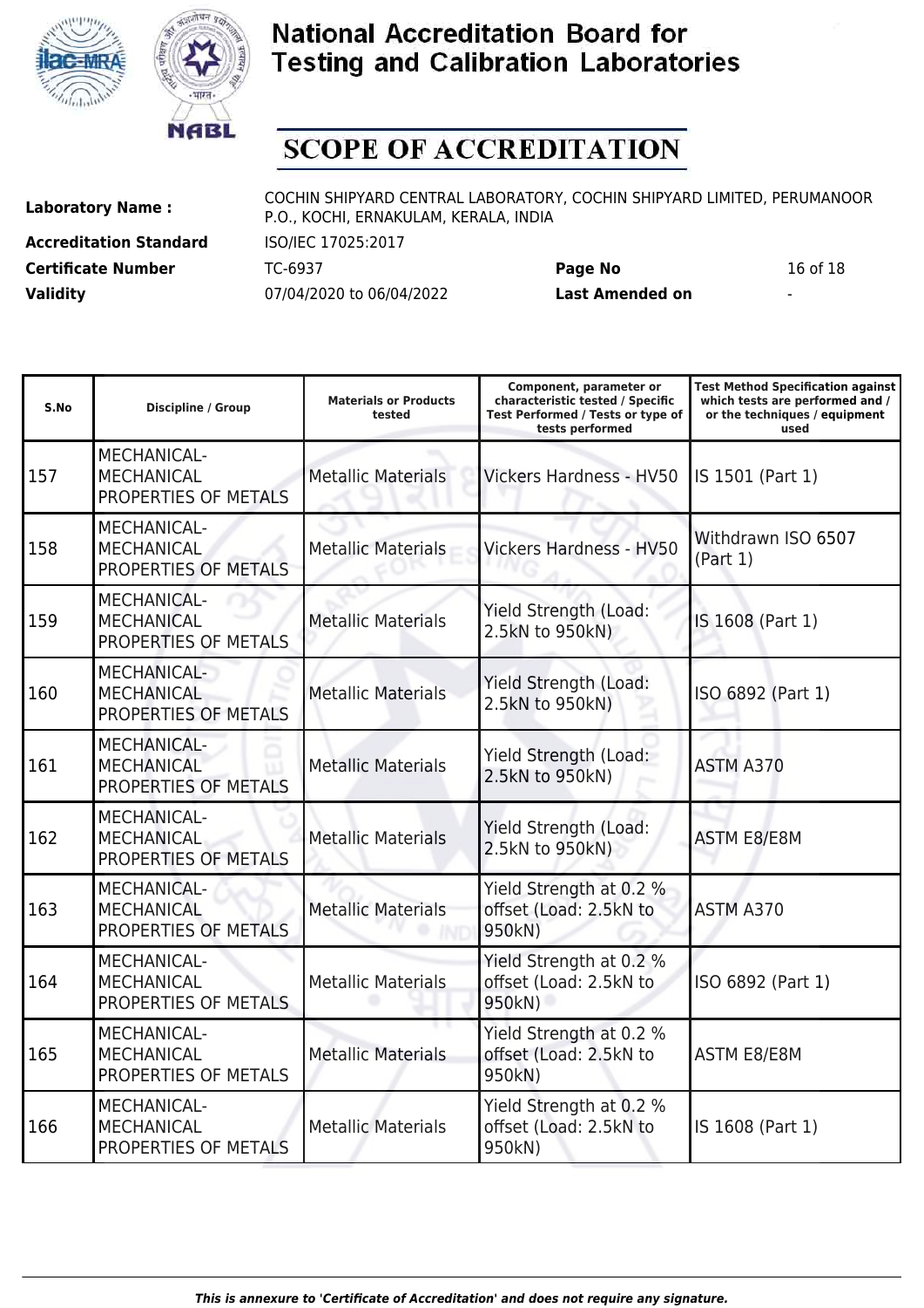# National Accreditation Board for Testing and Calibration Laboratories

## SCOPE OF ACCREDITATION

| | | | |
|---|---|---|---|
| **Laboratory Name :** | COCHIN SHIPYARD CENTRAL LABORATORY, COCHIN SHIPYARD LIMITED, PERUMANOOR P.O., KOCHI, ERNAKULAM, KERALA, INDIA | | |
| **Accreditation Standard** | ISO/IEC 17025:2017 | | |
| **Certificate Number** | TC-6937 | **Page No** | 16 of 18 |
| **Validity** | 07/04/2020 to 06/04/2022 | **Last Amended on** | - |

| S.No | Discipline / Group | Materials or Products tested | Component, parameter or characteristic tested / Specific Test Performed / Tests or type of tests performed | Test Method Specification against which tests are performed and / or the techniques / equipment used |
|---|---|---|---|---|
| 157 | MECHANICAL- MECHANICAL PROPERTIES OF METALS | Metallic Materials | Vickers Hardness - HV50 | IS 1501 (Part 1) |
| 158 | MECHANICAL- MECHANICAL PROPERTIES OF METALS | Metallic Materials | Vickers Hardness - HV50 | Withdrawn ISO 6507 (Part 1) |
| 159 | MECHANICAL- MECHANICAL PROPERTIES OF METALS | Metallic Materials | Yield Strength (Load: 2.5kN to 950kN) | IS 1608 (Part 1) |
| 160 | MECHANICAL- MECHANICAL PROPERTIES OF METALS | Metallic Materials | Yield Strength (Load: 2.5kN to 950kN) | ISO 6892 (Part 1) |
| 161 | MECHANICAL- MECHANICAL PROPERTIES OF METALS | Metallic Materials | Yield Strength (Load: 2.5kN to 950kN) | ASTM A370 |
| 162 | MECHANICAL- MECHANICAL PROPERTIES OF METALS | Metallic Materials | Yield Strength (Load: 2.5kN to 950kN) | ASTM E8/E8M |
| 163 | MECHANICAL- MECHANICAL PROPERTIES OF METALS | Metallic Materials | Yield Strength at 0.2 % offset (Load: 2.5kN to 950kN) | ASTM A370 |
| 164 | MECHANICAL- MECHANICAL PROPERTIES OF METALS | Metallic Materials | Yield Strength at 0.2 % offset (Load: 2.5kN to 950kN) | ISO 6892 (Part 1) |
| 165 | MECHANICAL- MECHANICAL PROPERTIES OF METALS | Metallic Materials | Yield Strength at 0.2 % offset (Load: 2.5kN to 950kN) | ASTM E8/E8M |
| 166 | MECHANICAL- MECHANICAL PROPERTIES OF METALS | Metallic Materials | Yield Strength at 0.2 % offset (Load: 2.5kN to 950kN) | IS 1608 (Part 1) |

*This is annexure to 'Certificate of Accreditation' and does not require any signature.*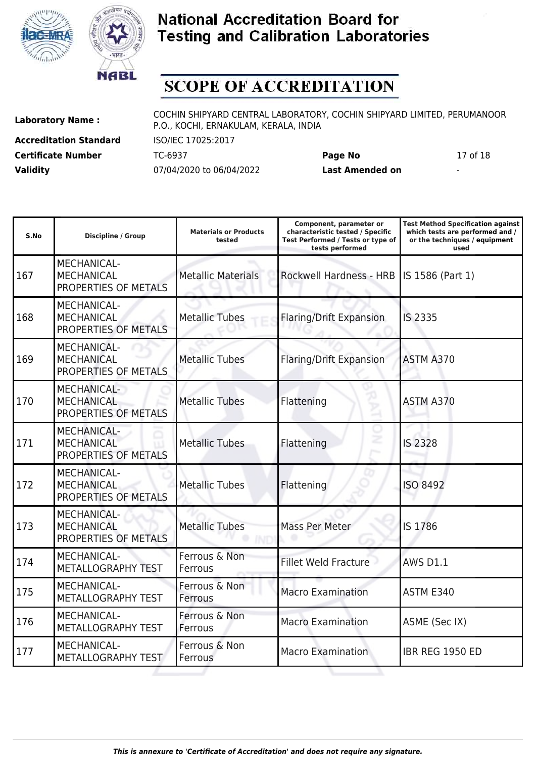# National Accreditation Board for Testing and Calibration Laboratories

# SCOPE OF ACCREDITATION

| | | | |
|---|---|---|---|
| **Laboratory Name :** | COCHIN SHIPYARD CENTRAL LABORATORY, COCHIN SHIPYARD LIMITED, PERUMANOOR P.O., KOCHI, ERNAKULAM, KERALA, INDIA | | |
| **Accreditation Standard** | ISO/IEC 17025:2017 | | |
| **Certificate Number** | TC-6937 | **Page No** | 17 of 18 |
| **Validity** | 07/04/2020 to 06/04/2022 | **Last Amended on** | - |

| S.No | Discipline / Group | Materials or Products tested | Component, parameter or characteristic tested / Specific Test Performed / Tests or type of tests performed | Test Method Specification against which tests are performed and / or the techniques / equipment used |
|---|---|---|---|---|
| 167 | MECHANICAL- MECHANICAL PROPERTIES OF METALS | Metallic Materials | Rockwell Hardness - HRB | IS 1586 (Part 1) |
| 168 | MECHANICAL- MECHANICAL PROPERTIES OF METALS | Metallic Tubes | Flaring/Drift Expansion | IS 2335 |
| 169 | MECHANICAL- MECHANICAL PROPERTIES OF METALS | Metallic Tubes | Flaring/Drift Expansion | ASTM A370 |
| 170 | MECHANICAL- MECHANICAL PROPERTIES OF METALS | Metallic Tubes | Flattening | ASTM A370 |
| 171 | MECHANICAL- MECHANICAL PROPERTIES OF METALS | Metallic Tubes | Flattening | IS 2328 |
| 172 | MECHANICAL- MECHANICAL PROPERTIES OF METALS | Metallic Tubes | Flattening | ISO 8492 |
| 173 | MECHANICAL- MECHANICAL PROPERTIES OF METALS | Metallic Tubes | Mass Per Meter | IS 1786 |
| 174 | MECHANICAL- METALLOGRAPHY TEST | Ferrous & Non Ferrous | Fillet Weld Fracture | AWS D1.1 |
| 175 | MECHANICAL- METALLOGRAPHY TEST | Ferrous & Non Ferrous | Macro Examination | ASTM E340 |
| 176 | MECHANICAL- METALLOGRAPHY TEST | Ferrous & Non Ferrous | Macro Examination | ASME (Sec IX) |
| 177 | MECHANICAL- METALLOGRAPHY TEST | Ferrous & Non Ferrous | Macro Examination | IBR REG 1950 ED |

*This is annexure to 'Certificate of Accreditation' and does not require any signature.*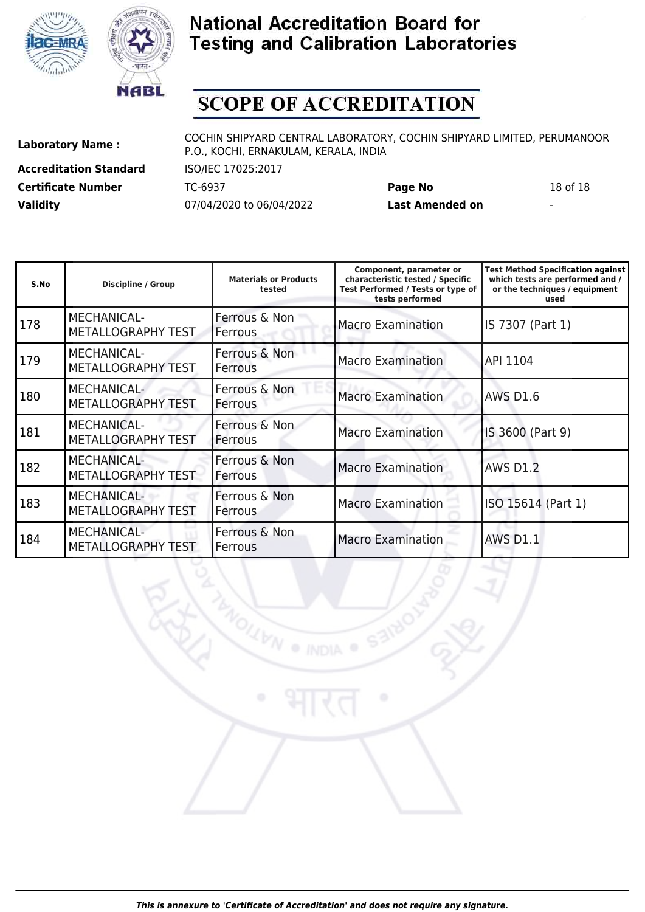# National Accreditation Board for Testing and Calibration Laboratories

# SCOPE OF ACCREDITATION

**Laboratory Name :** COCHIN SHIPYARD CENTRAL LABORATORY, COCHIN SHIPYARD LIMITED, PERUMANOOR P.O., KOCHI, ERNAKULAM, KERALA, INDIA

**Accreditation Standard** ISO/IEC 17025:2017

**Certificate Number** TC-6937 **Page No** 18 of 18

**Validity** 07/04/2020 to 06/04/2022 **Last Amended on** -

| S.No | Discipline / Group | Materials or Products tested | Component, parameter or characteristic tested / Specific Test Performed / Tests or type of tests performed | Test Method Specification against which tests are performed and / or the techniques / equipment used |
|---|---|---|---|---|
| 178 | MECHANICAL-METALLOGRAPHY TEST | Ferrous & Non Ferrous | Macro Examination | IS 7307 (Part 1) |
| 179 | MECHANICAL-METALLOGRAPHY TEST | Ferrous & Non Ferrous | Macro Examination | API 1104 |
| 180 | MECHANICAL-METALLOGRAPHY TEST | Ferrous & Non Ferrous | Macro Examination | AWS D1.6 |
| 181 | MECHANICAL-METALLOGRAPHY TEST | Ferrous & Non Ferrous | Macro Examination | IS 3600 (Part 9) |
| 182 | MECHANICAL-METALLOGRAPHY TEST | Ferrous & Non Ferrous | Macro Examination | AWS D1.2 |
| 183 | MECHANICAL-METALLOGRAPHY TEST | Ferrous & Non Ferrous | Macro Examination | ISO 15614 (Part 1) |
| 184 | MECHANICAL-METALLOGRAPHY TEST | Ferrous & Non Ferrous | Macro Examination | AWS D1.1 |

*This is annexure to 'Certificate of Accreditation' and does not require any signature.*